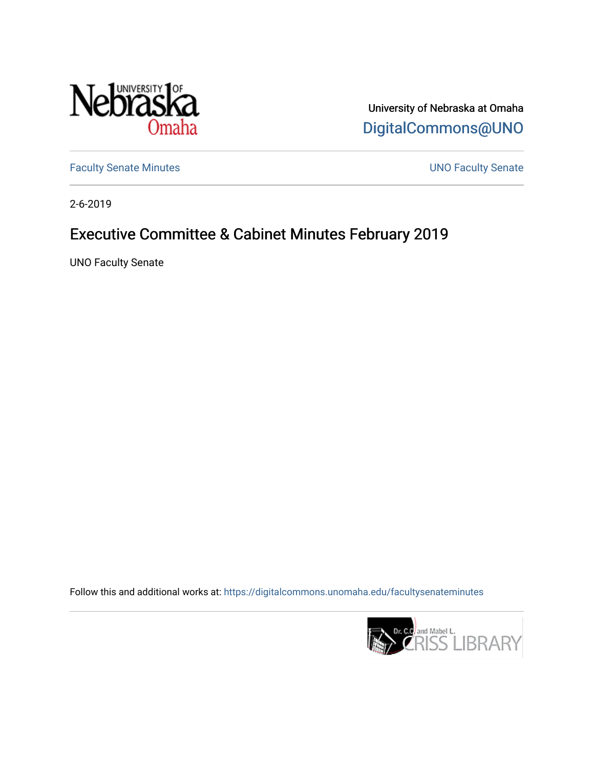University of Nebraska at Omaha

DigitalCommons@UNO

Faculty Senate Minutes

UNO Faculty Senate

2-6-2019

# Executive Committee & Cabinet Minutes February 2019

UNO Faculty Senate

Follow this and additional works at: https://digitalcommons.unomaha.edu/facultysenateminutes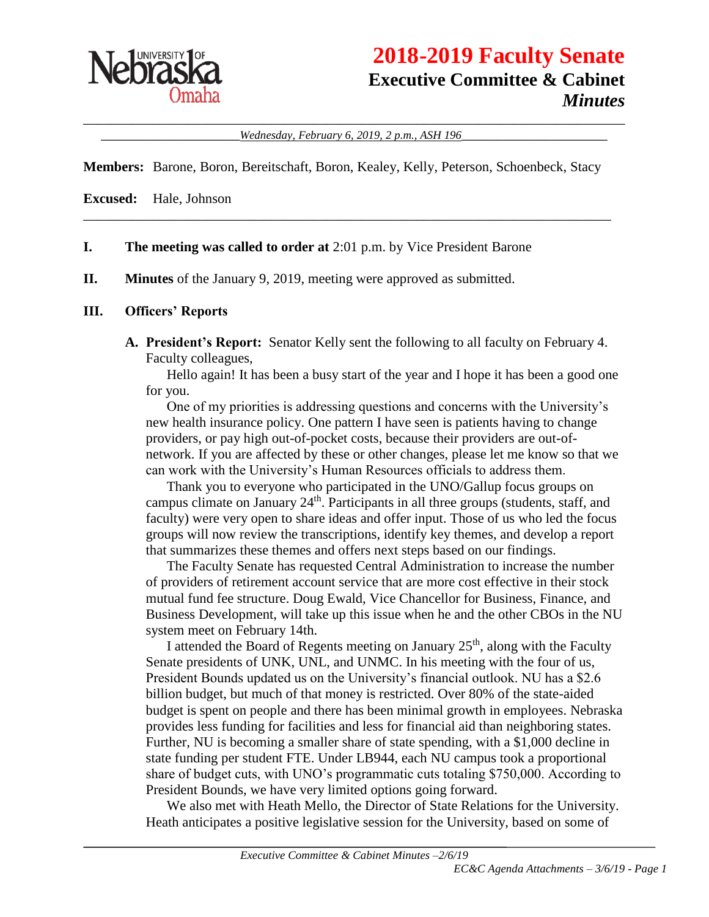# 2018-2019 Faculty Senate

## Executive Committee & Cabinet

## *Minutes*

*Wednesday, February 6, 2019, 2 p.m., ASH 196*

**Members:** Barone, Boron, Bereitschaft, Boron, Kealey, Kelly, Peterson, Schoenbeck, Stacy

**Excused:** Hale, Johnson

---

**I. The meeting was called to order at** 2:01 p.m. by Vice President Barone

**II. Minutes** of the January 9, 2019, meeting were approved as submitted.

**III. Officers' Reports**

**A. President's Report:** Senator Kelly sent the following to all faculty on February 4.

Faculty colleagues,

Hello again! It has been a busy start of the year and I hope it has been a good one for you.

One of my priorities is addressing questions and concerns with the University's new health insurance policy. One pattern I have seen is patients having to change providers, or pay high out-of-pocket costs, because their providers are out-of-network. If you are affected by these or other changes, please let me know so that we can work with the University's Human Resources officials to address them.

Thank you to everyone who participated in the UNO/Gallup focus groups on campus climate on January 24th. Participants in all three groups (students, staff, and faculty) were very open to share ideas and offer input. Those of us who led the focus groups will now review the transcriptions, identify key themes, and develop a report that summarizes these themes and offers next steps based on our findings.

The Faculty Senate has requested Central Administration to increase the number of providers of retirement account service that are more cost effective in their stock mutual fund fee structure. Doug Ewald, Vice Chancellor for Business, Finance, and Business Development, will take up this issue when he and the other CBOs in the NU system meet on February 14th.

I attended the Board of Regents meeting on January 25th, along with the Faculty Senate presidents of UNK, UNL, and UNMC. In his meeting with the four of us, President Bounds updated us on the University's financial outlook. NU has a $2.6 billion budget, but much of that money is restricted. Over 80% of the state-aided budget is spent on people and there has been minimal growth in employees. Nebraska provides less funding for facilities and less for financial aid than neighboring states. Further, NU is becoming a smaller share of state spending, with a $1,000 decline in state funding per student FTE. Under LB944, each NU campus took a proportional share of budget cuts, with UNO's programmatic cuts totaling $750,000. According to President Bounds, we have very limited options going forward.

We also met with Heath Mello, the Director of State Relations for the University. Heath anticipates a positive legislative session for the University, based on some of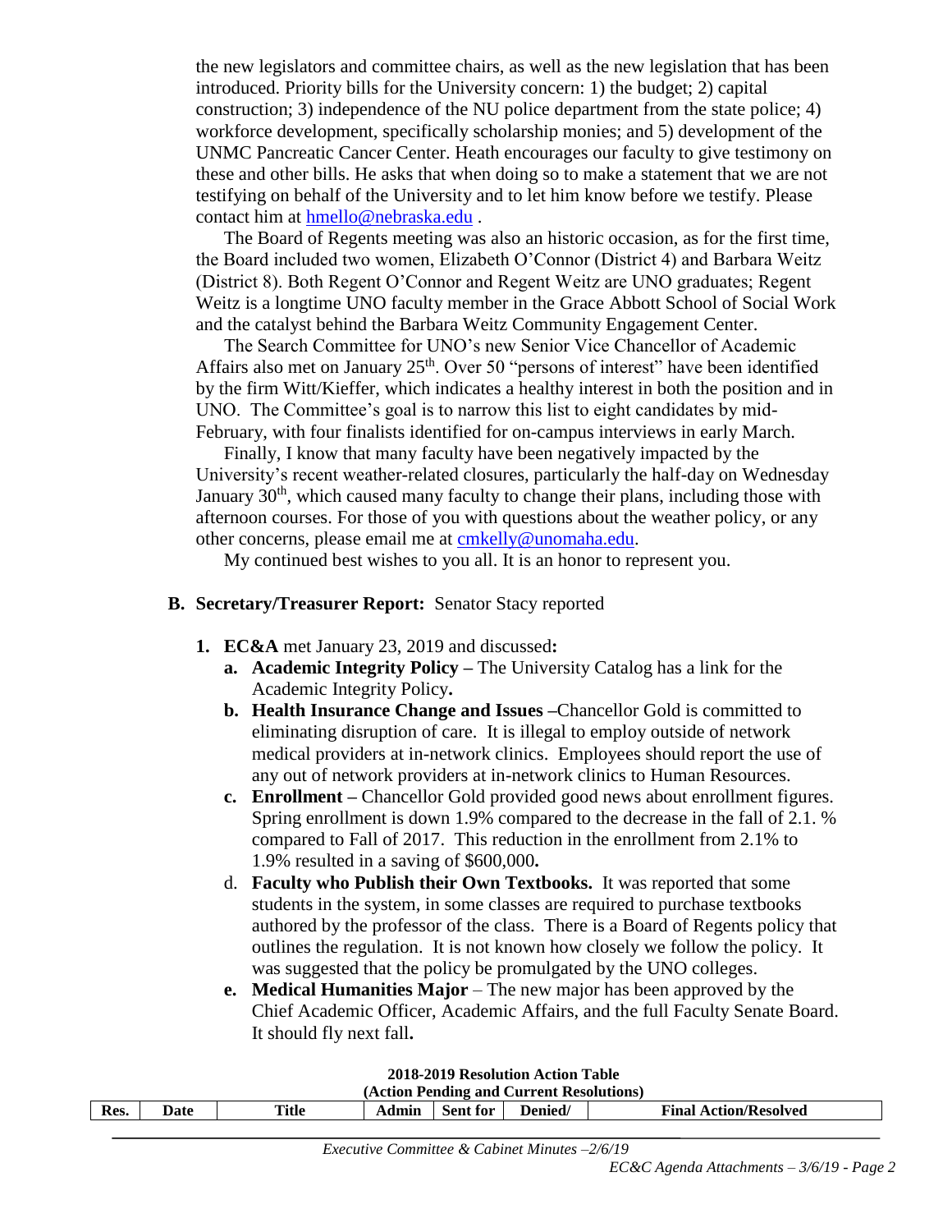the new legislators and committee chairs, as well as the new legislation that has been introduced. Priority bills for the University concern: 1) the budget; 2) capital construction; 3) independence of the NU police department from the state police; 4) workforce development, specifically scholarship monies; and 5) development of the UNMC Pancreatic Cancer Center. Heath encourages our faculty to give testimony on these and other bills. He asks that when doing so to make a statement that we are not testifying on behalf of the University and to let him know before we testify. Please contact him at hmello@nebraska.edu .

The Board of Regents meeting was also an historic occasion, as for the first time, the Board included two women, Elizabeth O'Connor (District 4) and Barbara Weitz (District 8). Both Regent O'Connor and Regent Weitz are UNO graduates; Regent Weitz is a longtime UNO faculty member in the Grace Abbott School of Social Work and the catalyst behind the Barbara Weitz Community Engagement Center.

The Search Committee for UNO's new Senior Vice Chancellor of Academic Affairs also met on January 25th. Over 50 "persons of interest" have been identified by the firm Witt/Kieffer, which indicates a healthy interest in both the position and in UNO. The Committee's goal is to narrow this list to eight candidates by mid-February, with four finalists identified for on-campus interviews in early March.

Finally, I know that many faculty have been negatively impacted by the University's recent weather-related closures, particularly the half-day on Wednesday January 30th, which caused many faculty to change their plans, including those with afternoon courses. For those of you with questions about the weather policy, or any other concerns, please email me at cmkelly@unomaha.edu.

My continued best wishes to you all. It is an honor to represent you.

**B. Secretary/Treasurer Report:** Senator Stacy reported

1. **EC&A** met January 23, 2019 and discussed**:**
   a. **Academic Integrity Policy –** The University Catalog has a link for the Academic Integrity Policy**.**
   b. **Health Insurance Change and Issues –**Chancellor Gold is committed to eliminating disruption of care. It is illegal to employ outside of network medical providers at in-network clinics. Employees should report the use of any out of network providers at in-network clinics to Human Resources.
   c. **Enrollment –** Chancellor Gold provided good news about enrollment figures. Spring enrollment is down 1.9% compared to the decrease in the fall of 2.1. % compared to Fall of 2017. This reduction in the enrollment from 2.1% to 1.9% resulted in a saving of $600,000**.**
   d. **Faculty who Publish their Own Textbooks.** It was reported that some students in the system, in some classes are required to purchase textbooks authored by the professor of the class. There is a Board of Regents policy that outlines the regulation. It is not known how closely we follow the policy. It was suggested that the policy be promulgated by the UNO colleges.
   e. **Medical Humanities Major** – The new major has been approved by the Chief Academic Officer, Academic Affairs, and the full Faculty Senate Board. It should fly next fall**.**

**2018-2019 Resolution Action Table**
**(Action Pending and Current Resolutions)**

| Res. | Date | Title | Admin | Sent for | Denied/ | Final Action/Resolved |
|---|---|---|---|---|---|---|

*Executive Committee & Cabinet Minutes –2/6/19*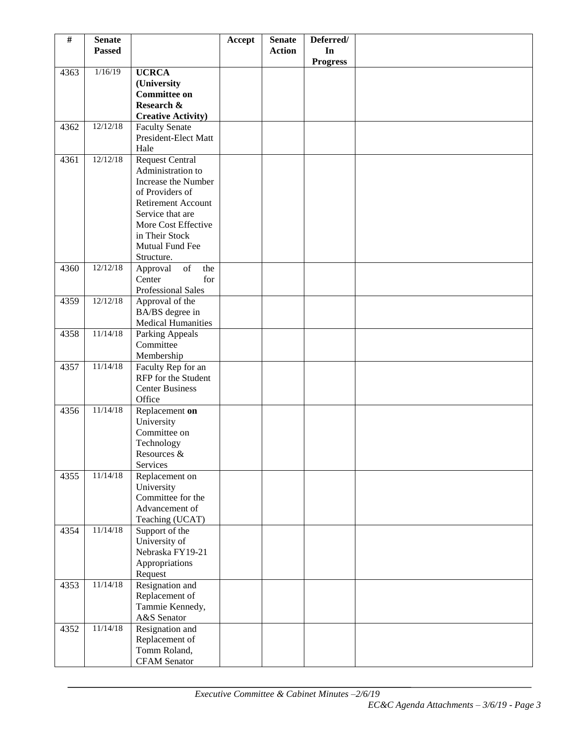| # | Senate Passed | | Accept | Senate Action | Deferred/ In Progress | |
|---|---|---|---|---|---|---|
| 4363 | 1/16/19 | **UCRCA (University Committee on Research & Creative Activity)** | | | | |
| 4362 | 12/12/18 | Faculty Senate President-Elect Matt Hale | | | | |
| 4361 | 12/12/18 | Request Central Administration to Increase the Number of Providers of Retirement Account Service that are More Cost Effective in Their Stock Mutual Fund Fee Structure. | | | | |
| 4360 | 12/12/18 | Approval of the Center for Professional Sales | | | | |
| 4359 | 12/12/18 | Approval of the BA/BS degree in Medical Humanities | | | | |
| 4358 | 11/14/18 | Parking Appeals Committee Membership | | | | |
| 4357 | 11/14/18 | Faculty Rep for an RFP for the Student Center Business Office | | | | |
| 4356 | 11/14/18 | Replacement **on** University Committee on Technology Resources & Services | | | | |
| 4355 | 11/14/18 | Replacement on University Committee for the Advancement of Teaching (UCAT) | | | | |
| 4354 | 11/14/18 | Support of the University of Nebraska FY19-21 Appropriations Request | | | | |
| 4353 | 11/14/18 | Resignation and Replacement of Tammie Kennedy, A&S Senator | | | | |
| 4352 | 11/14/18 | Resignation and Replacement of Tomm Roland, CFAM Senator | | | | |

*Executive Committee & Cabinet Minutes –2/6/19*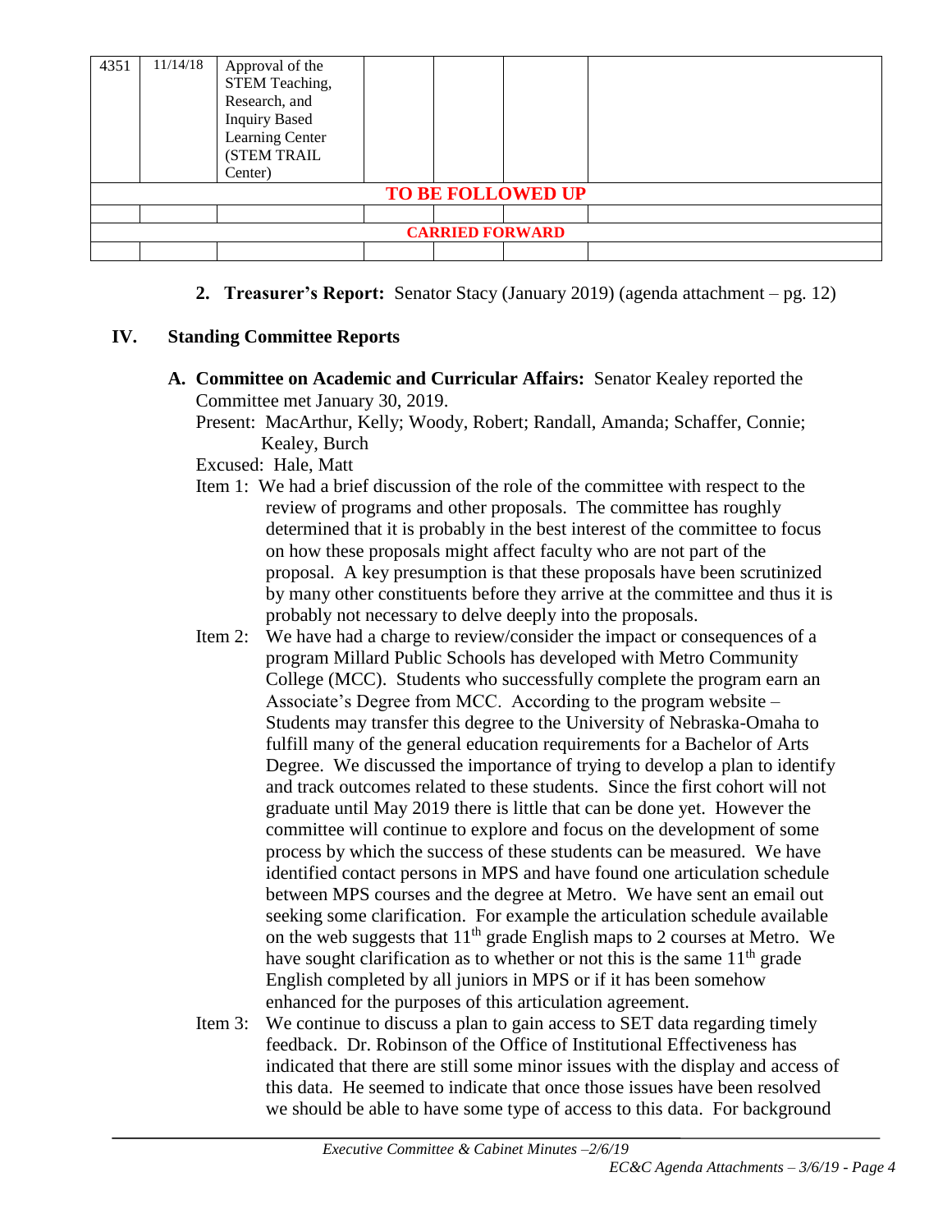| | | | | | | |
|---|---|---|---|---|---|---|
| 4351 | 11/14/18 | Approval of the STEM Teaching, Research, and Inquiry Based Learning Center (STEM TRAIL Center) | | | | |
| **TO BE FOLLOWED UP** | | | | | | |
| | | | | | | |
| **CARRIED FORWARD** | | | | | | |
| | | | | | | |

2. **Treasurer's Report:** Senator Stacy (January 2019) (agenda attachment – pg. 12)

## IV. Standing Committee Reports

**A. Committee on Academic and Curricular Affairs:** Senator Kealey reported the Committee met January 30, 2019.

Present: MacArthur, Kelly; Woody, Robert; Randall, Amanda; Schaffer, Connie; Kealey, Burch

Excused: Hale, Matt

Item 1: We had a brief discussion of the role of the committee with respect to the review of programs and other proposals. The committee has roughly determined that it is probably in the best interest of the committee to focus on how these proposals might affect faculty who are not part of the proposal. A key presumption is that these proposals have been scrutinized by many other constituents before they arrive at the committee and thus it is probably not necessary to delve deeply into the proposals.

Item 2: We have had a charge to review/consider the impact or consequences of a program Millard Public Schools has developed with Metro Community College (MCC). Students who successfully complete the program earn an Associate's Degree from MCC. According to the program website – Students may transfer this degree to the University of Nebraska-Omaha to fulfill many of the general education requirements for a Bachelor of Arts Degree. We discussed the importance of trying to develop a plan to identify and track outcomes related to these students. Since the first cohort will not graduate until May 2019 there is little that can be done yet. However the committee will continue to explore and focus on the development of some process by which the success of these students can be measured. We have identified contact persons in MPS and have found one articulation schedule between MPS courses and the degree at Metro. We have sent an email out seeking some clarification. For example the articulation schedule available on the web suggests that 11th grade English maps to 2 courses at Metro. We have sought clarification as to whether or not this is the same 11th grade English completed by all juniors in MPS or if it has been somehow enhanced for the purposes of this articulation agreement.

Item 3: We continue to discuss a plan to gain access to SET data regarding timely feedback. Dr. Robinson of the Office of Institutional Effectiveness has indicated that there are still some minor issues with the display and access of this data. He seemed to indicate that once those issues have been resolved we should be able to have some type of access to this data. For background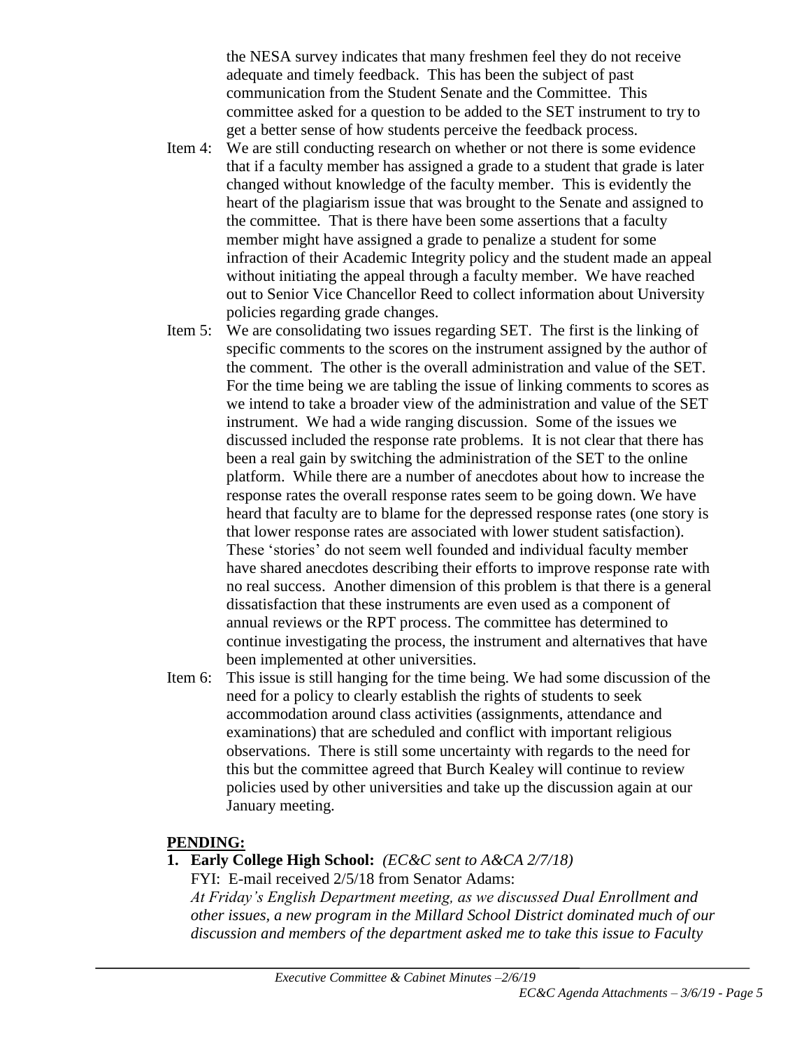the NESA survey indicates that many freshmen feel they do not receive adequate and timely feedback. This has been the subject of past communication from the Student Senate and the Committee. This committee asked for a question to be added to the SET instrument to try to get a better sense of how students perceive the feedback process.

Item 4: We are still conducting research on whether or not there is some evidence that if a faculty member has assigned a grade to a student that grade is later changed without knowledge of the faculty member. This is evidently the heart of the plagiarism issue that was brought to the Senate and assigned to the committee. That is there have been some assertions that a faculty member might have assigned a grade to penalize a student for some infraction of their Academic Integrity policy and the student made an appeal without initiating the appeal through a faculty member. We have reached out to Senior Vice Chancellor Reed to collect information about University policies regarding grade changes.

Item 5: We are consolidating two issues regarding SET. The first is the linking of specific comments to the scores on the instrument assigned by the author of the comment. The other is the overall administration and value of the SET. For the time being we are tabling the issue of linking comments to scores as we intend to take a broader view of the administration and value of the SET instrument. We had a wide ranging discussion. Some of the issues we discussed included the response rate problems. It is not clear that there has been a real gain by switching the administration of the SET to the online platform. While there are a number of anecdotes about how to increase the response rates the overall response rates seem to be going down. We have heard that faculty are to blame for the depressed response rates (one story is that lower response rates are associated with lower student satisfaction). These 'stories' do not seem well founded and individual faculty member have shared anecdotes describing their efforts to improve response rate with no real success. Another dimension of this problem is that there is a general dissatisfaction that these instruments are even used as a component of annual reviews or the RPT process. The committee has determined to continue investigating the process, the instrument and alternatives that have been implemented at other universities.

Item 6: This issue is still hanging for the time being. We had some discussion of the need for a policy to clearly establish the rights of students to seek accommodation around class activities (assignments, attendance and examinations) that are scheduled and conflict with important religious observations. There is still some uncertainty with regards to the need for this but the committee agreed that Burch Kealey will continue to review policies used by other universities and take up the discussion again at our January meeting.

## PENDING:

1. **Early College High School:** *(EC&C sent to A&CA 2/7/18)*
   FYI: E-mail received 2/5/18 from Senator Adams:
   *At Friday's English Department meeting, as we discussed Dual Enrollment and other issues, a new program in the Millard School District dominated much of our discussion and members of the department asked me to take this issue to Faculty*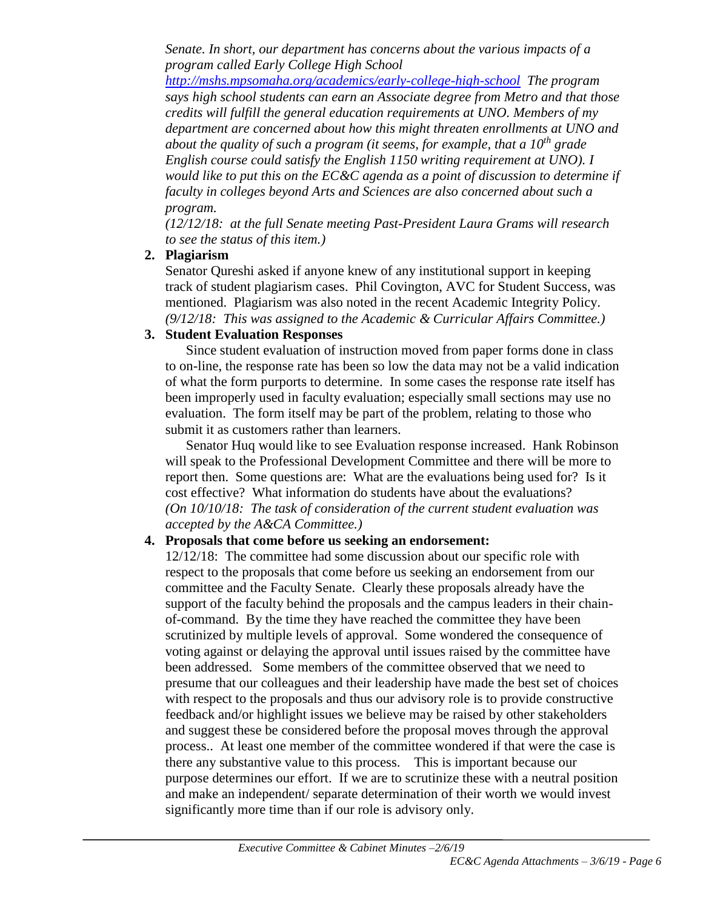*Senate. In short, our department has concerns about the various impacts of a program called Early College High School http://mshs.mpsomaha.org/academics/early-college-high-school The program says high school students can earn an Associate degree from Metro and that those credits will fulfill the general education requirements at UNO. Members of my department are concerned about how this might threaten enrollments at UNO and about the quality of such a program (it seems, for example, that a 10th grade English course could satisfy the English 1150 writing requirement at UNO). I would like to put this on the EC&C agenda as a point of discussion to determine if faculty in colleges beyond Arts and Sciences are also concerned about such a program.*

*(12/12/18: at the full Senate meeting Past-President Laura Grams will research to see the status of this item.)*

2. **Plagiarism**

   Senator Qureshi asked if anyone knew of any institutional support in keeping track of student plagiarism cases. Phil Covington, AVC for Student Success, was mentioned. Plagiarism was also noted in the recent Academic Integrity Policy. *(9/12/18: This was assigned to the Academic & Curricular Affairs Committee.)*

3. **Student Evaluation Responses**

   Since student evaluation of instruction moved from paper forms done in class to on-line, the response rate has been so low the data may not be a valid indication of what the form purports to determine. In some cases the response rate itself has been improperly used in faculty evaluation; especially small sections may use no evaluation. The form itself may be part of the problem, relating to those who submit it as customers rather than learners.

   Senator Huq would like to see Evaluation response increased. Hank Robinson will speak to the Professional Development Committee and there will be more to report then. Some questions are: What are the evaluations being used for? Is it cost effective? What information do students have about the evaluations? *(On 10/10/18: The task of consideration of the current student evaluation was accepted by the A&CA Committee.)*

4. **Proposals that come before us seeking an endorsement:**

   12/12/18: The committee had some discussion about our specific role with respect to the proposals that come before us seeking an endorsement from our committee and the Faculty Senate. Clearly these proposals already have the support of the faculty behind the proposals and the campus leaders in their chain-of-command. By the time they have reached the committee they have been scrutinized by multiple levels of approval. Some wondered the consequence of voting against or delaying the approval until issues raised by the committee have been addressed. Some members of the committee observed that we need to presume that our colleagues and their leadership have made the best set of choices with respect to the proposals and thus our advisory role is to provide constructive feedback and/or highlight issues we believe may be raised by other stakeholders and suggest these be considered before the proposal moves through the approval process.. At least one member of the committee wondered if that were the case is there any substantive value to this process. This is important because our purpose determines our effort. If we are to scrutinize these with a neutral position and make an independent/ separate determination of their worth we would invest significantly more time than if our role is advisory only.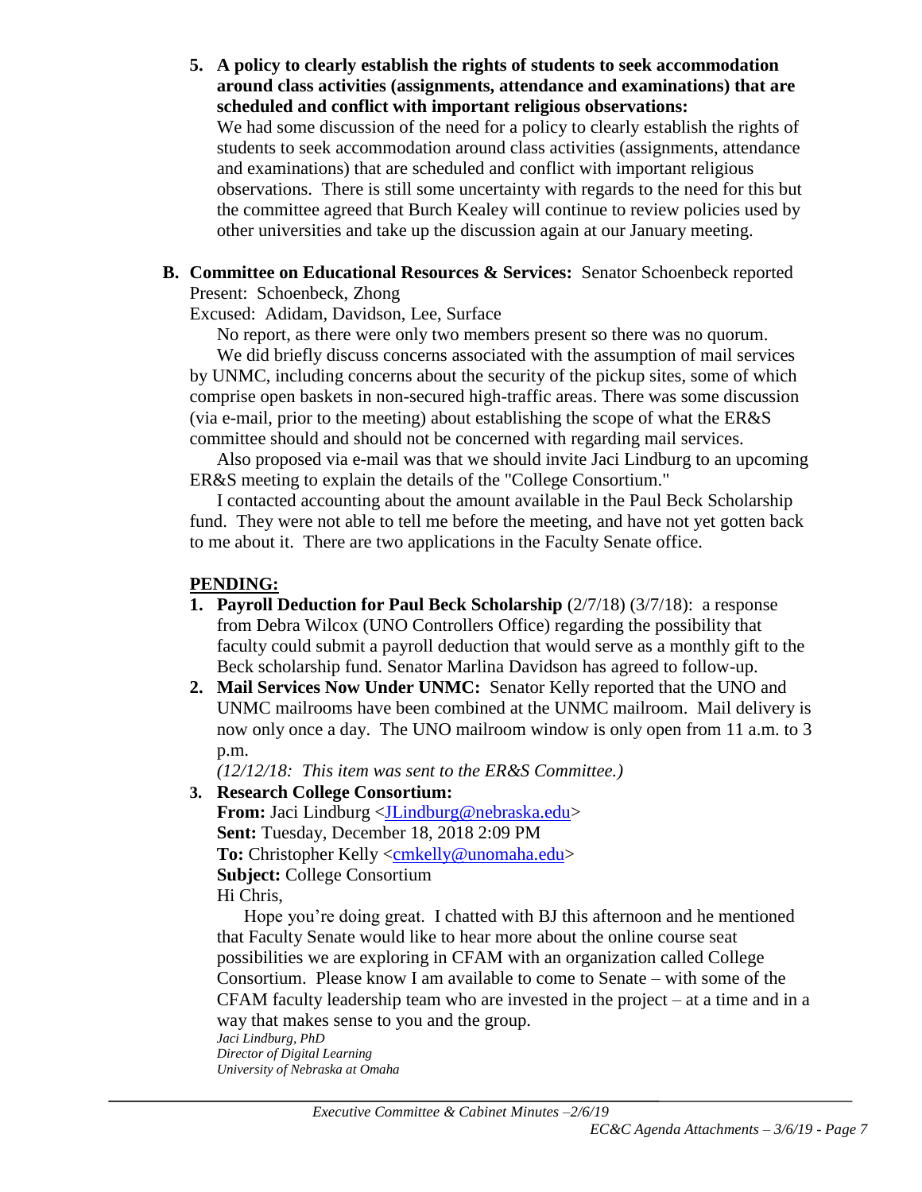5. **A policy to clearly establish the rights of students to seek accommodation around class activities (assignments, attendance and examinations) that are scheduled and conflict with important religious observations:** We had some discussion of the need for a policy to clearly establish the rights of students to seek accommodation around class activities (assignments, attendance and examinations) that are scheduled and conflict with important religious observations. There is still some uncertainty with regards to the need for this but the committee agreed that Burch Kealey will continue to review policies used by other universities and take up the discussion again at our January meeting.

**B. Committee on Educational Resources & Services:** Senator Schoenbeck reported

Present: Schoenbeck, Zhong

Excused: Adidam, Davidson, Lee, Surface

No report, as there were only two members present so there was no quorum.

We did briefly discuss concerns associated with the assumption of mail services by UNMC, including concerns about the security of the pickup sites, some of which comprise open baskets in non-secured high-traffic areas. There was some discussion (via e-mail, prior to the meeting) about establishing the scope of what the ER&S committee should and should not be concerned with regarding mail services.

Also proposed via e-mail was that we should invite Jaci Lindburg to an upcoming ER&S meeting to explain the details of the "College Consortium."

I contacted accounting about the amount available in the Paul Beck Scholarship fund. They were not able to tell me before the meeting, and have not yet gotten back to me about it. There are two applications in the Faculty Senate office.

**PENDING:**

1. **Payroll Deduction for Paul Beck Scholarship** (2/7/18) (3/7/18): a response from Debra Wilcox (UNO Controllers Office) regarding the possibility that faculty could submit a payroll deduction that would serve as a monthly gift to the Beck scholarship fund. Senator Marlina Davidson has agreed to follow-up.
2. **Mail Services Now Under UNMC:** Senator Kelly reported that the UNO and UNMC mailrooms have been combined at the UNMC mailroom. Mail delivery is now only once a day. The UNO mailroom window is only open from 11 a.m. to 3 p.m.

   *(12/12/18: This item was sent to the ER&S Committee.)*
3. **Research College Consortium:**

   **From:** Jaci Lindburg <JLindburg@nebraska.edu>
   **Sent:** Tuesday, December 18, 2018 2:09 PM
   **To:** Christopher Kelly <cmkelly@unomaha.edu>
   **Subject:** College Consortium

   Hi Chris,

   Hope you're doing great. I chatted with BJ this afternoon and he mentioned that Faculty Senate would like to hear more about the online course seat possibilities we are exploring in CFAM with an organization called College Consortium. Please know I am available to come to Senate – with some of the CFAM faculty leadership team who are invested in the project – at a time and in a way that makes sense to you and the group.

   *Jaci Lindburg, PhD*
   *Director of Digital Learning*
   *University of Nebraska at Omaha*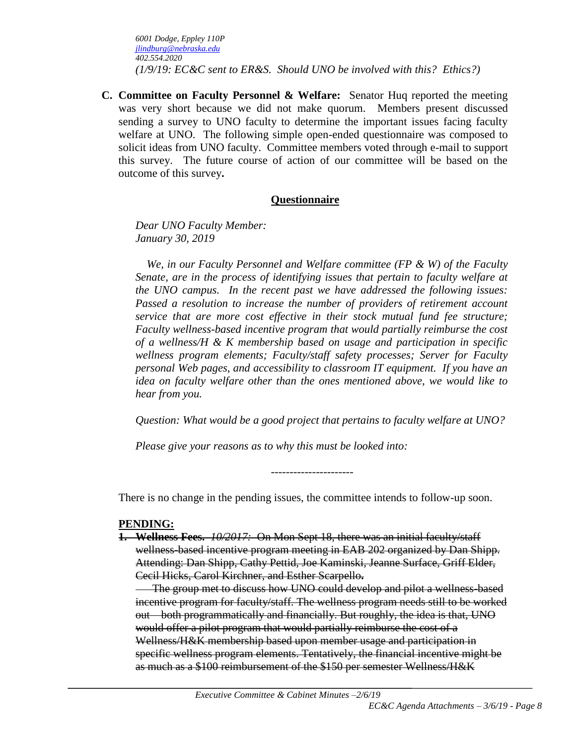*6001 Dodge, Eppley 110P*
*jlindburg@nebraska.edu*
*402.554.2020*
*(1/9/19: EC&C sent to ER&S. Should UNO be involved with this? Ethics?)*

**C. Committee on Faculty Personnel & Welfare:** Senator Huq reported the meeting was very short because we did not make quorum. Members present discussed sending a survey to UNO faculty to determine the important issues facing faculty welfare at UNO. The following simple open-ended questionnaire was composed to solicit ideas from UNO faculty. Committee members voted through e-mail to support this survey. The future course of action of our committee will be based on the outcome of this survey**.**

**Questionnaire**

*Dear UNO Faculty Member:*
*January 30, 2019*

*We, in our Faculty Personnel and Welfare committee (FP & W) of the Faculty Senate, are in the process of identifying issues that pertain to faculty welfare at the UNO campus. In the recent past we have addressed the following issues: Passed a resolution to increase the number of providers of retirement account service that are more cost effective in their stock mutual fund fee structure; Faculty wellness-based incentive program that would partially reimburse the cost of a wellness/H & K membership based on usage and participation in specific wellness program elements; Faculty/staff safety processes; Server for Faculty personal Web pages, and accessibility to classroom IT equipment. If you have an idea on faculty welfare other than the ones mentioned above, we would like to hear from you.*

*Question: What would be a good project that pertains to faculty welfare at UNO?*

*Please give your reasons as to why this must be looked into:*

----------------------

There is no change in the pending issues, the committee intends to follow-up soon.

**PENDING:**

1. ~~**Wellness Fees.** *10/2017:* On Mon Sept 18, there was an initial faculty/staff wellness-based incentive program meeting in EAB 202 organized by Dan Shipp. Attending: Dan Shipp, Cathy Pettid, Joe Kaminski, Jeanne Surface, Griff Elder, Cecil Hicks, Carol Kirchner, and Esther Scarpello.~~

   ~~The group met to discuss how UNO could develop and pilot a wellness-based incentive program for faculty/staff. The wellness program needs still to be worked out – both programmatically and financially. But roughly, the idea is that, UNO would offer a pilot program that would partially reimburse the cost of a Wellness/H&K membership based upon member usage and participation in specific wellness program elements. Tentatively, the financial incentive might be as much as a $100 reimbursement of the $150 per semester Wellness/H&K~~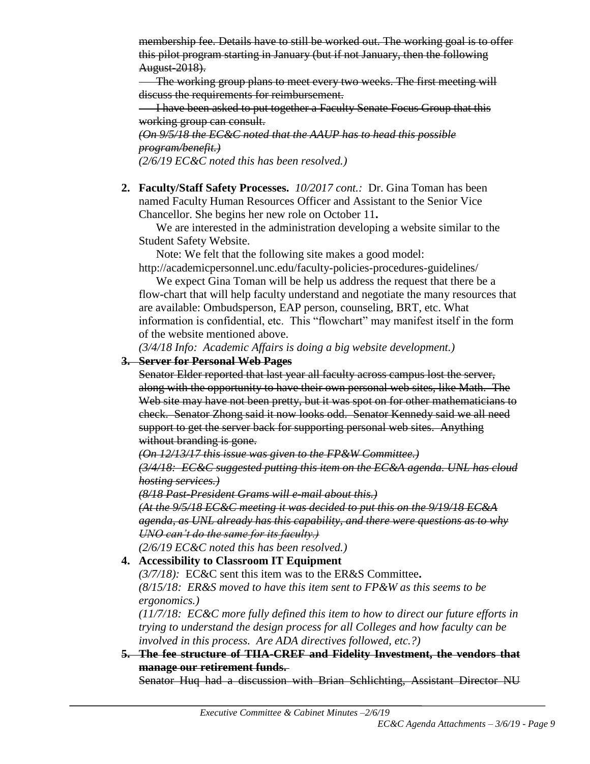~~membership fee. Details have to still be worked out. The working goal is to offer this pilot program starting in January (but if not January, then the following August-2018).~~

~~The working group plans to meet every two weeks. The first meeting will discuss the requirements for reimbursement.~~

~~I have been asked to put together a Faculty Senate Focus Group that this working group can consult.~~

~~*(On 9/5/18 the EC&C noted that the AAUP has to head this possible program/benefit.)*~~

*(2/6/19 EC&C noted this has been resolved.)*

2. **Faculty/Staff Safety Processes.** *10/2017 cont.:* Dr. Gina Toman has been named Faculty Human Resources Officer and Assistant to the Senior Vice Chancellor. She begins her new role on October 11**.**

   We are interested in the administration developing a website similar to the Student Safety Website.

   Note: We felt that the following site makes a good model: http://academicpersonnel.unc.edu/faculty-policies-procedures-guidelines/

   We expect Gina Toman will be help us address the request that there be a flow-chart that will help faculty understand and negotiate the many resources that are available: Ombudsperson, EAP person, counseling, BRT, etc. What information is confidential, etc. This "flowchart" may manifest itself in the form of the website mentioned above.

   *(3/4/18 Info: Academic Affairs is doing a big website development.)*

3. ~~**Server for Personal Web Pages**~~

   ~~Senator Elder reported that last year all faculty across campus lost the server, along with the opportunity to have their own personal web sites, like Math. The Web site may have not been pretty, but it was spot on for other mathematicians to check. Senator Zhong said it now looks odd. Senator Kennedy said we all need support to get the server back for supporting personal web sites. Anything without branding is gone.~~

   ~~*(On 12/13/17 this issue was given to the FP&W Committee.)*~~

   ~~*(3/4/18: EC&C suggested putting this item on the EC&A agenda. UNL has cloud hosting services.)*~~

   ~~*(8/18 Past-President Grams will e-mail about this.)*~~

   ~~*(At the 9/5/18 EC&C meeting it was decided to put this on the 9/19/18 EC&A agenda, as UNL already has this capability, and there were questions as to why UNO can't do the same for its faculty.)*~~

   *(2/6/19 EC&C noted this has been resolved.)*

4. **Accessibility to Classroom IT Equipment**

   *(3/7/18):* EC&C sent this item was to the ER&S Committee**.**

   *(8/15/18: ER&S moved to have this item sent to FP&W as this seems to be ergonomics.)*

   *(11/7/18: EC&C more fully defined this item to how to direct our future efforts in trying to understand the design process for all Colleges and how faculty can be involved in this process. Are ADA directives followed, etc.?)*

5. ~~**The fee structure of TIIA-CREF and Fidelity Investment, the vendors that manage our retirement funds.**~~

   ~~Senator Huq had a discussion with Brian Schlichting, Assistant Director NU~~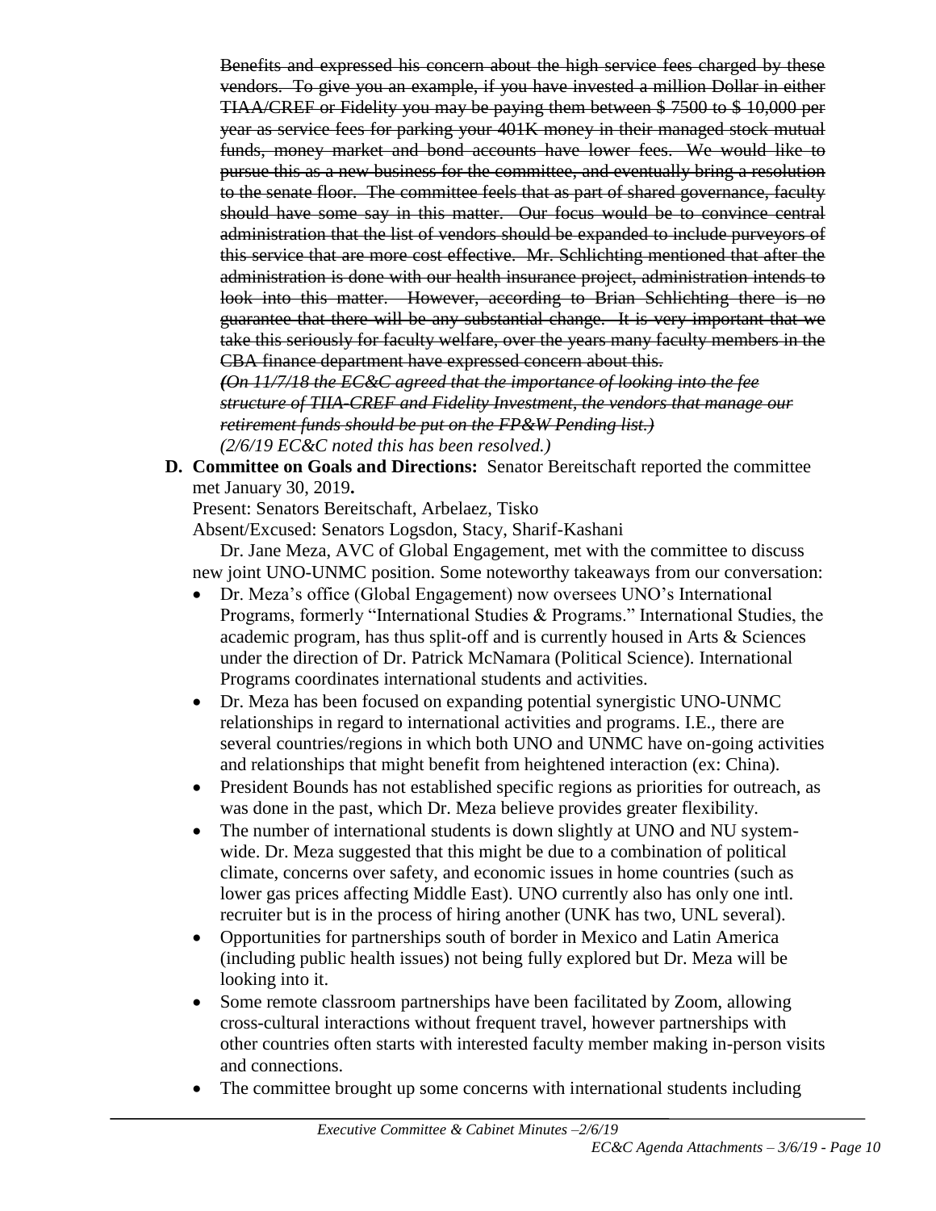~~Benefits and expressed his concern about the high service fees charged by these vendors. To give you an example, if you have invested a million Dollar in either TIAA/CREF or Fidelity you may be paying them between $ 7500 to $ 10,000 per year as service fees for parking your 401K money in their managed stock mutual funds, money market and bond accounts have lower fees. We would like to pursue this as a new business for the committee, and eventually bring a resolution to the senate floor. The committee feels that as part of shared governance, faculty should have some say in this matter. Our focus would be to convince central administration that the list of vendors should be expanded to include purveyors of this service that are more cost effective. Mr. Schlichting mentioned that after the administration is done with our health insurance project, administration intends to look into this matter. However, according to Brian Schlichting there is no guarantee that there will be any substantial change. It is very important that we take this seriously for faculty welfare, over the years many faculty members in the CBA finance department have expressed concern about this.~~

~~*(On 11/7/18 the EC&C agreed that the importance of looking into the fee structure of TIIA-CREF and Fidelity Investment, the vendors that manage our retirement funds should be put on the FP&W Pending list.)*~~

*(2/6/19 EC&C noted this has been resolved.)*

**D. Committee on Goals and Directions:** Senator Bereitschaft reported the committee met January 30, 2019**.**

Present: Senators Bereitschaft, Arbelaez, Tisko

Absent/Excused: Senators Logsdon, Stacy, Sharif-Kashani

Dr. Jane Meza, AVC of Global Engagement, met with the committee to discuss new joint UNO-UNMC position. Some noteworthy takeaways from our conversation:

- Dr. Meza's office (Global Engagement) now oversees UNO's International Programs, formerly "International Studies & Programs." International Studies, the academic program, has thus split-off and is currently housed in Arts & Sciences under the direction of Dr. Patrick McNamara (Political Science). International Programs coordinates international students and activities.
- Dr. Meza has been focused on expanding potential synergistic UNO-UNMC relationships in regard to international activities and programs. I.E., there are several countries/regions in which both UNO and UNMC have on-going activities and relationships that might benefit from heightened interaction (ex: China).
- President Bounds has not established specific regions as priorities for outreach, as was done in the past, which Dr. Meza believe provides greater flexibility.
- The number of international students is down slightly at UNO and NU system-wide. Dr. Meza suggested that this might be due to a combination of political climate, concerns over safety, and economic issues in home countries (such as lower gas prices affecting Middle East). UNO currently also has only one intl. recruiter but is in the process of hiring another (UNK has two, UNL several).
- Opportunities for partnerships south of border in Mexico and Latin America (including public health issues) not being fully explored but Dr. Meza will be looking into it.
- Some remote classroom partnerships have been facilitated by Zoom, allowing cross-cultural interactions without frequent travel, however partnerships with other countries often starts with interested faculty member making in-person visits and connections.
- The committee brought up some concerns with international students including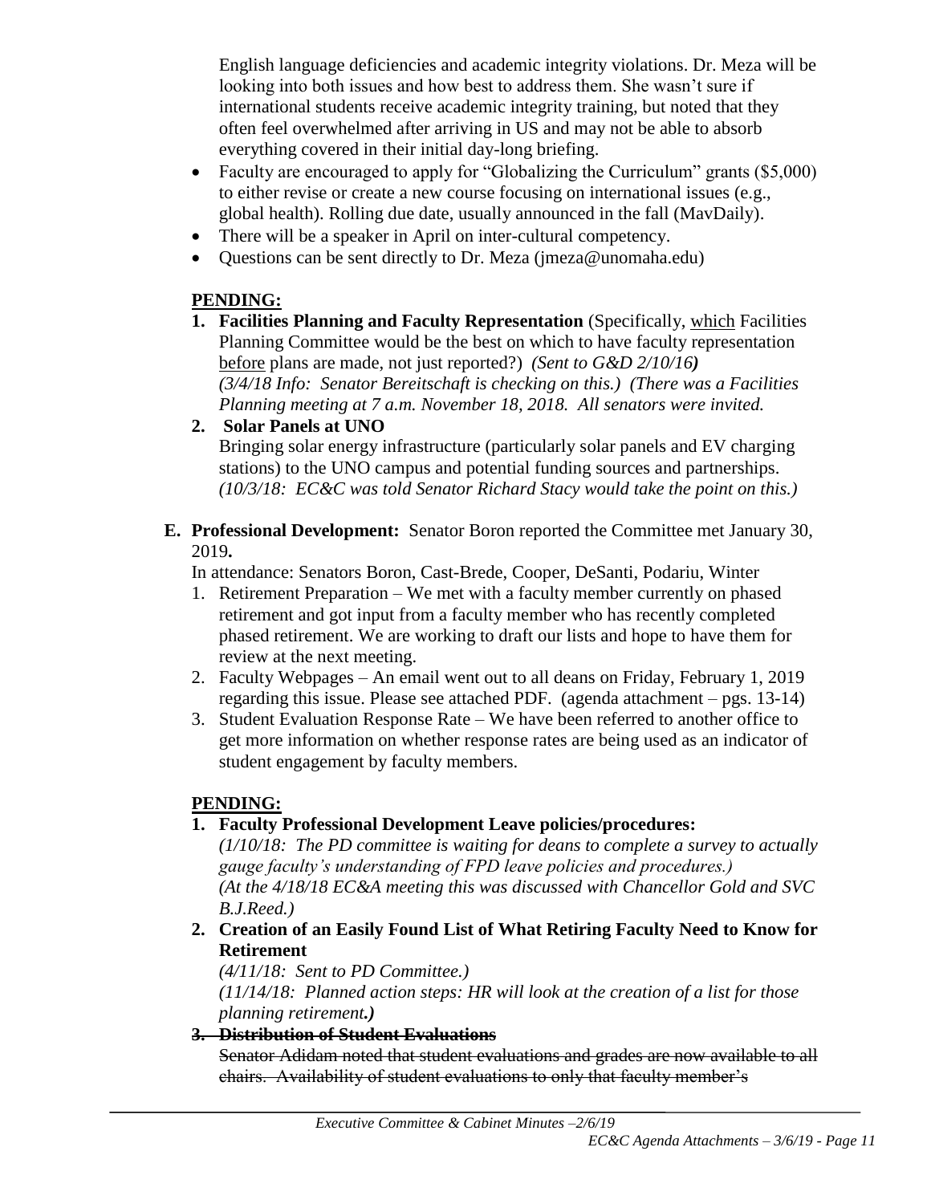English language deficiencies and academic integrity violations. Dr. Meza will be looking into both issues and how best to address them. She wasn't sure if international students receive academic integrity training, but noted that they often feel overwhelmed after arriving in US and may not be able to absorb everything covered in their initial day-long briefing.

- Faculty are encouraged to apply for "Globalizing the Curriculum" grants ($5,000) to either revise or create a new course focusing on international issues (e.g., global health). Rolling due date, usually announced in the fall (MavDaily).
- There will be a speaker in April on inter-cultural competency.
- Questions can be sent directly to Dr. Meza (jmeza@unomaha.edu)

**PENDING:**

1. **Facilities Planning and Faculty Representation** (Specifically, which Facilities Planning Committee would be the best on which to have faculty representation before plans are made, not just reported?) *(Sent to G&D 2/10/16)* *(3/4/18 Info: Senator Bereitschaft is checking on this.) (There was a Facilities Planning meeting at 7 a.m. November 18, 2018. All senators were invited.*
2. **Solar Panels at UNO**
   Bringing solar energy infrastructure (particularly solar panels and EV charging stations) to the UNO campus and potential funding sources and partnerships. *(10/3/18: EC&C was told Senator Richard Stacy would take the point on this.)*

**E. Professional Development:** Senator Boron reported the Committee met January 30, 2019**.**

In attendance: Senators Boron, Cast-Brede, Cooper, DeSanti, Podariu, Winter

1. Retirement Preparation – We met with a faculty member currently on phased retirement and got input from a faculty member who has recently completed phased retirement. We are working to draft our lists and hope to have them for review at the next meeting.
2. Faculty Webpages – An email went out to all deans on Friday, February 1, 2019 regarding this issue. Please see attached PDF. (agenda attachment – pgs. 13-14)
3. Student Evaluation Response Rate – We have been referred to another office to get more information on whether response rates are being used as an indicator of student engagement by faculty members.

**PENDING:**

1. **Faculty Professional Development Leave policies/procedures:**
   *(1/10/18: The PD committee is waiting for deans to complete a survey to actually gauge faculty's understanding of FPD leave policies and procedures.)*
   *(At the 4/18/18 EC&A meeting this was discussed with Chancellor Gold and SVC B.J.Reed.)*
2. **Creation of an Easily Found List of What Retiring Faculty Need to Know for Retirement**
   *(4/11/18: Sent to PD Committee.)*
   *(11/14/18: Planned action steps: HR will look at the creation of a list for those planning retirement.)*
3. ~~**Distribution of Student Evaluations**~~
   ~~Senator Adidam noted that student evaluations and grades are now available to all chairs. Availability of student evaluations to only that faculty member's~~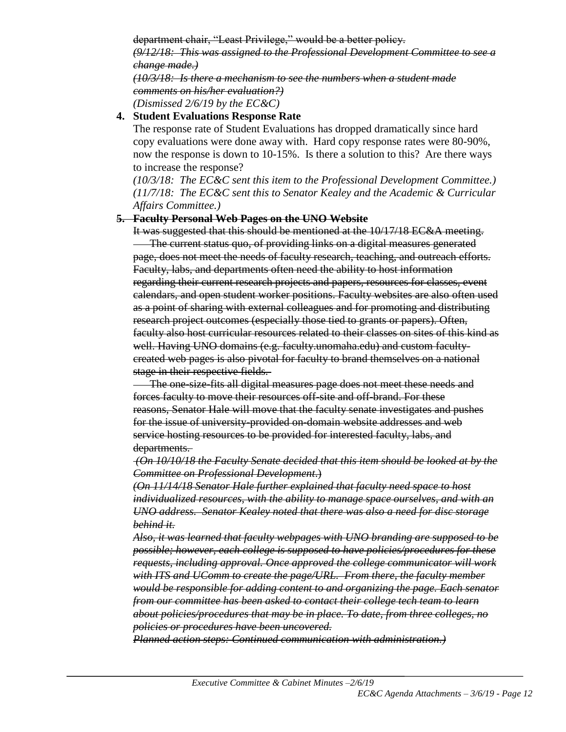~~department chair, "Least Privilege," would be a better policy.~~

~~*(9/12/18: This was assigned to the Professional Development Committee to see a change made.)*~~

~~*(10/3/18: Is there a mechanism to see the numbers when a student made comments on his/her evaluation?)*~~

*(Dismissed 2/6/19 by the EC&C)*

4. **Student Evaluations Response Rate**

   The response rate of Student Evaluations has dropped dramatically since hard copy evaluations were done away with. Hard copy response rates were 80-90%, now the response is down to 10-15%. Is there a solution to this? Are there ways to increase the response?

   *(10/3/18: The EC&C sent this item to the Professional Development Committee.)*
   *(11/7/18: The EC&C sent this to Senator Kealey and the Academic & Curricular Affairs Committee.)*

5. ~~**Faculty Personal Web Pages on the UNO Website**~~

   ~~It was suggested that this should be mentioned at the 10/17/18 EC&A meeting.~~

   ~~The current status quo, of providing links on a digital measures generated page, does not meet the needs of faculty research, teaching, and outreach efforts. Faculty, labs, and departments often need the ability to host information regarding their current research projects and papers, resources for classes, event calendars, and open student worker positions. Faculty websites are also often used as a point of sharing with external colleagues and for promoting and distributing research project outcomes (especially those tied to grants or papers). Often, faculty also host curricular resources related to their classes on sites of this kind as well. Having UNO domains (e.g. faculty.unomaha.edu) and custom faculty-created web pages is also pivotal for faculty to brand themselves on a national stage in their respective fields.~~

   ~~The one-size-fits all digital measures page does not meet these needs and forces faculty to move their resources off-site and off-brand. For these reasons, Senator Hale will move that the faculty senate investigates and pushes for the issue of university-provided on-domain website addresses and web service hosting resources to be provided for interested faculty, labs, and departments.~~

   ~~*(On 10/10/18 the Faculty Senate decided that this item should be looked at by the Committee on Professional Development.)*~~

   ~~*(On 11/14/18 Senator Hale further explained that faculty need space to host individualized resources, with the ability to manage space ourselves, and with an UNO address. Senator Kealey noted that there was also a need for disc storage behind it.*~~

   ~~*Also, it was learned that faculty webpages with UNO branding are supposed to be possible; however, each college is supposed to have policies/procedures for these requests, including approval. Once approved the college communicator will work with ITS and UComm to create the page/URL. From there, the faculty member would be responsible for adding content to and organizing the page. Each senator from our committee has been asked to contact their college tech team to learn about policies/procedures that may be in place. To date, from three colleges, no policies or procedures have been uncovered.*~~

   ~~*Planned action steps: Continued communication with administration.)*~~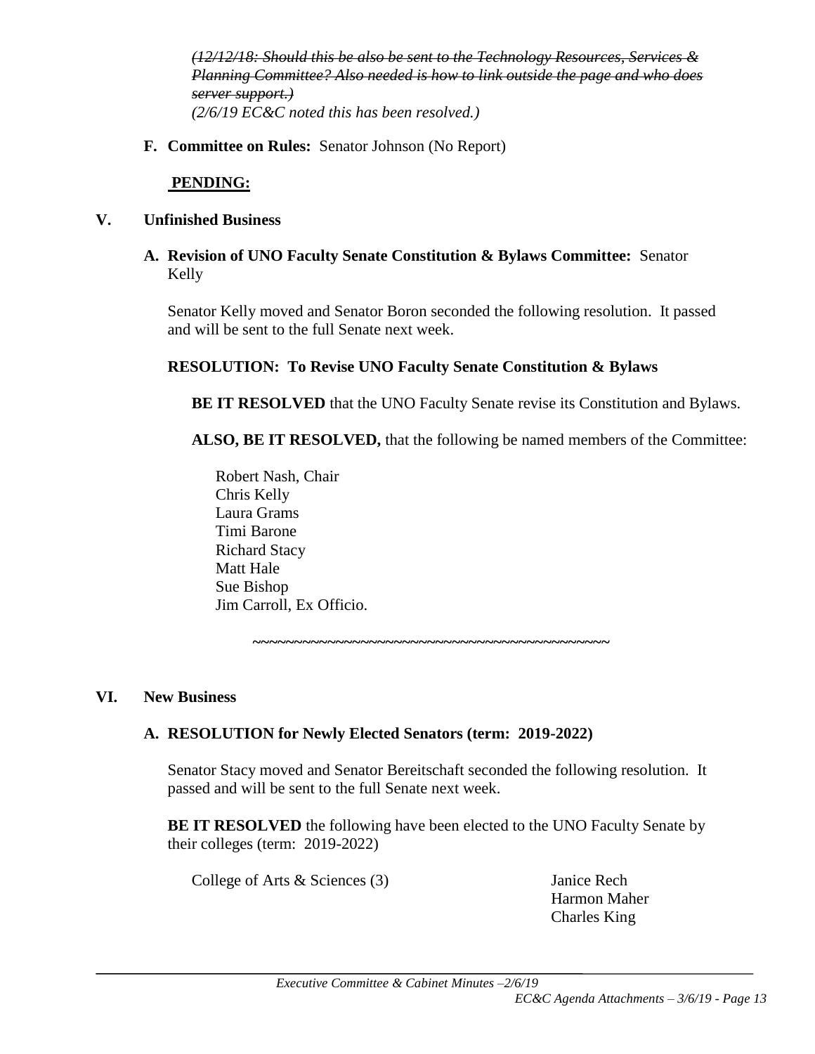~~*(12/12/18: Should this be also be sent to the Technology Resources, Services & Planning Committee? Also needed is how to link outside the page and who does server support.)*~~
*(2/6/19 EC&C noted this has been resolved.)*

**F. Committee on Rules:** Senator Johnson (No Report)

**PENDING:**

## V. Unfinished Business

**A. Revision of UNO Faculty Senate Constitution & Bylaws Committee:** Senator Kelly

Senator Kelly moved and Senator Boron seconded the following resolution. It passed and will be sent to the full Senate next week.

**RESOLUTION: To Revise UNO Faculty Senate Constitution & Bylaws**

**BE IT RESOLVED** that the UNO Faculty Senate revise its Constitution and Bylaws.

**ALSO, BE IT RESOLVED,** that the following be named members of the Committee:

Robert Nash, Chair
Chris Kelly
Laura Grams
Timi Barone
Richard Stacy
Matt Hale
Sue Bishop
Jim Carroll, Ex Officio.

~~~~~~~~~~~~~~~~~~~~~~~~~~~~~~~~~~~~~~~~~~~~~~~~

## VI. New Business

**A. RESOLUTION for Newly Elected Senators (term: 2019-2022)**

Senator Stacy moved and Senator Bereitschaft seconded the following resolution. It passed and will be sent to the full Senate next week.

**BE IT RESOLVED** the following have been elected to the UNO Faculty Senate by their colleges (term: 2019-2022)

College of Arts & Sciences (3) — Janice Rech, Harmon Maher, Charles King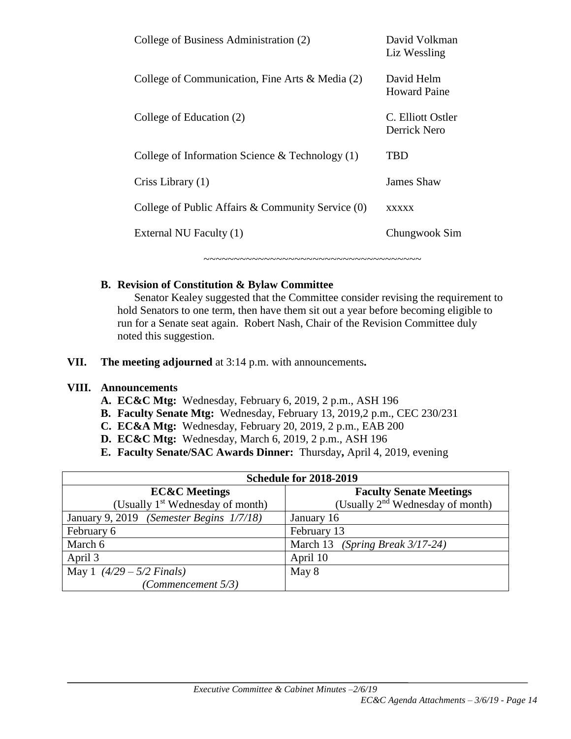| | |
|---|---|
| College of Business Administration (2) | David Volkman<br>Liz Wessling |
| College of Communication, Fine Arts & Media (2) | David Helm<br>Howard Paine |
| College of Education (2) | C. Elliott Ostler<br>Derrick Nero |
| College of Information Science & Technology (1) | TBD |
| Criss Library (1) | James Shaw |
| College of Public Affairs & Community Service (0) | xxxxx |
| External NU Faculty (1) | Chungwook Sim |

~~~~~~~~~~~~~~~~~~~~~~~~~~~~~~~~~~~~~~

**B. Revision of Constitution & Bylaw Committee**

Senator Kealey suggested that the Committee consider revising the requirement to hold Senators to one term, then have them sit out a year before becoming eligible to run for a Senate seat again. Robert Nash, Chair of the Revision Committee duly noted this suggestion.

**VII. The meeting adjourned** at 3:14 p.m. with announcements**.**

**VIII. Announcements**

- **A. EC&C Mtg:** Wednesday, February 6, 2019, 2 p.m., ASH 196
- **B. Faculty Senate Mtg:** Wednesday, February 13, 2019,2 p.m., CEC 230/231
- **C. EC&A Mtg:** Wednesday, February 20, 2019, 2 p.m., EAB 200
- **D. EC&C Mtg:** Wednesday, March 6, 2019, 2 p.m., ASH 196
- **E. Faculty Senate/SAC Awards Dinner:** Thursday**,** April 4, 2019, evening

| Schedule for 2018-2019 | |
|---|---|
| **EC&C Meetings**<br>(Usually 1st Wednesday of month) | **Faculty Senate Meetings**<br>(Usually 2nd Wednesday of month) |
| January 9, 2019 *(Semester Begins 1/7/18)* | January 16 |
| February 6 | February 13 |
| March 6 | March 13 *(Spring Break 3/17-24)* |
| April 3 | April 10 |
| May 1 *(4/29 – 5/2 Finals)*<br>*(Commencement 5/3)* | May 8 |

*Executive Committee & Cabinet Minutes –2/6/19*